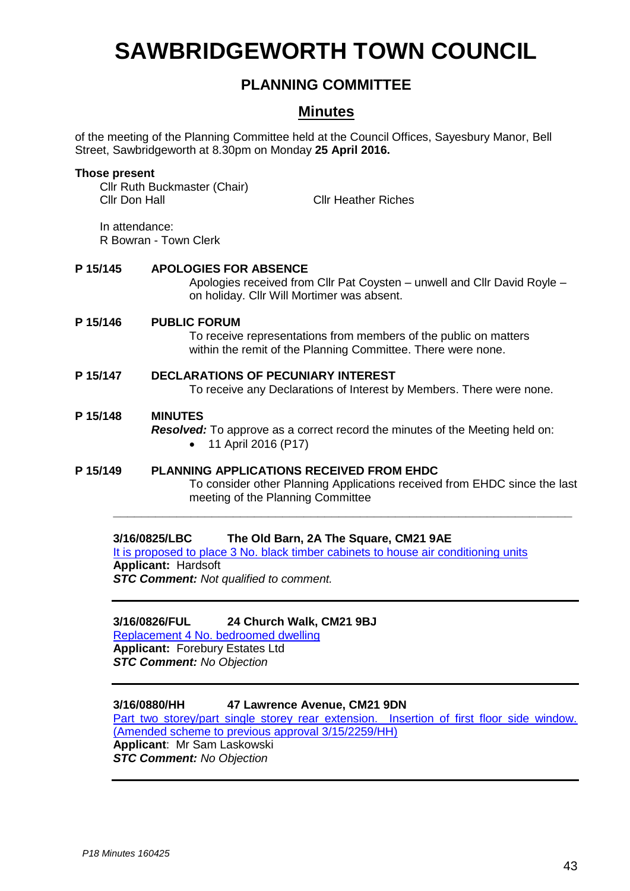# SAWBRIDGEWORTH TOWN COUNCIL

## PLANNING COMMITTEE

## Minutes

of the meeting of the Planning Committee held at the Council Offices, Sayesbury Manor, Bell Street, Sawbridgeworth at 8.30pm on Monday **25 April 2016.**

**Those present**

Cllr Ruth Buckmaster (Chair)
Cllr Don Hall
Cllr Heather Riches

In attendance:
R Bowran - Town Clerk

**P 15/145 APOLOGIES FOR ABSENCE**

Apologies received from Cllr Pat Coysten – unwell and Cllr David Royle – on holiday. Cllr Will Mortimer was absent.

**P 15/146 PUBLIC FORUM**

To receive representations from members of the public on matters within the remit of the Planning Committee. There were none.

**P 15/147 DECLARATIONS OF PECUNIARY INTEREST**

To receive any Declarations of Interest by Members. There were none.

**P 15/148 MINUTES**

***Resolved:*** To approve as a correct record the minutes of the Meeting held on:

- 11 April 2016 (P17)

**P 15/149 PLANNING APPLICATIONS RECEIVED FROM EHDC**

To consider other Planning Applications received from EHDC since the last meeting of the Planning Committee

---

**3/16/0825/LBC The Old Barn, 2A The Square, CM21 9AE**
It is proposed to place 3 No. black timber cabinets to house air conditioning units
**Applicant:** Hardsoft
***STC Comment:*** *Not qualified to comment.*

---

**3/16/0826/FUL 24 Church Walk, CM21 9BJ**
Replacement 4 No. bedroomed dwelling
**Applicant:** Forebury Estates Ltd
***STC Comment:*** *No Objection*

---

**3/16/0880/HH 47 Lawrence Avenue, CM21 9DN**
Part two storey/part single storey rear extension. Insertion of first floor side window. (Amended scheme to previous approval 3/15/2259/HH)
**Applicant**: Mr Sam Laskowski
***STC Comment:*** *No Objection*

---

*P18 Minutes 160425*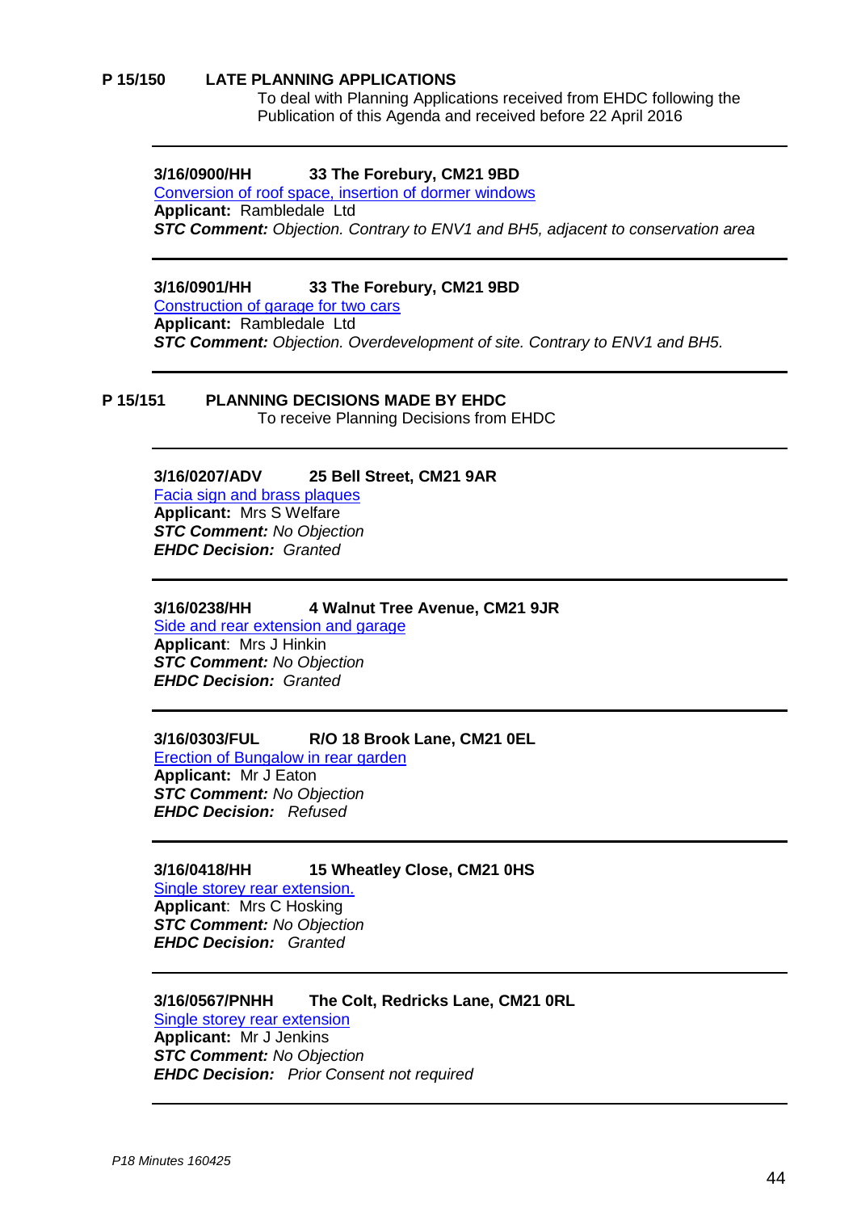**P 15/150 LATE PLANNING APPLICATIONS**

To deal with Planning Applications received from EHDC following the Publication of this Agenda and received before 22 April 2016

---

**3/16/0900/HH 33 The Forebury, CM21 9BD**

Conversion of roof space, insertion of dormer windows

**Applicant:** Rambledale Ltd

***STC Comment:*** *Objection. Contrary to ENV1 and BH5, adjacent to conservation area*

---

**3/16/0901/HH 33 The Forebury, CM21 9BD**

Construction of garage for two cars

**Applicant:** Rambledale Ltd

***STC Comment:*** *Objection. Overdevelopment of site. Contrary to ENV1 and BH5.*

---

**P 15/151 PLANNING DECISIONS MADE BY EHDC**

To receive Planning Decisions from EHDC

---

**3/16/0207/ADV 25 Bell Street, CM21 9AR**

Facia sign and brass plaques

**Applicant:** Mrs S Welfare

***STC Comment:*** *No Objection*

***EHDC Decision:*** *Granted*

---

**3/16/0238/HH 4 Walnut Tree Avenue, CM21 9JR**

Side and rear extension and garage

**Applicant**: Mrs J Hinkin

***STC Comment:*** *No Objection*

***EHDC Decision:*** *Granted*

---

**3/16/0303/FUL R/O 18 Brook Lane, CM21 0EL**

Erection of Bungalow in rear garden

**Applicant:** Mr J Eaton

***STC Comment:*** *No Objection*

***EHDC Decision:*** *Refused*

---

**3/16/0418/HH 15 Wheatley Close, CM21 0HS**

Single storey rear extension.

**Applicant**: Mrs C Hosking

***STC Comment:*** *No Objection*

***EHDC Decision:*** *Granted*

---

**3/16/0567/PNHH The Colt, Redricks Lane, CM21 0RL**

Single storey rear extension

**Applicant:** Mr J Jenkins

***STC Comment:*** *No Objection*

***EHDC Decision:*** *Prior Consent not required*

---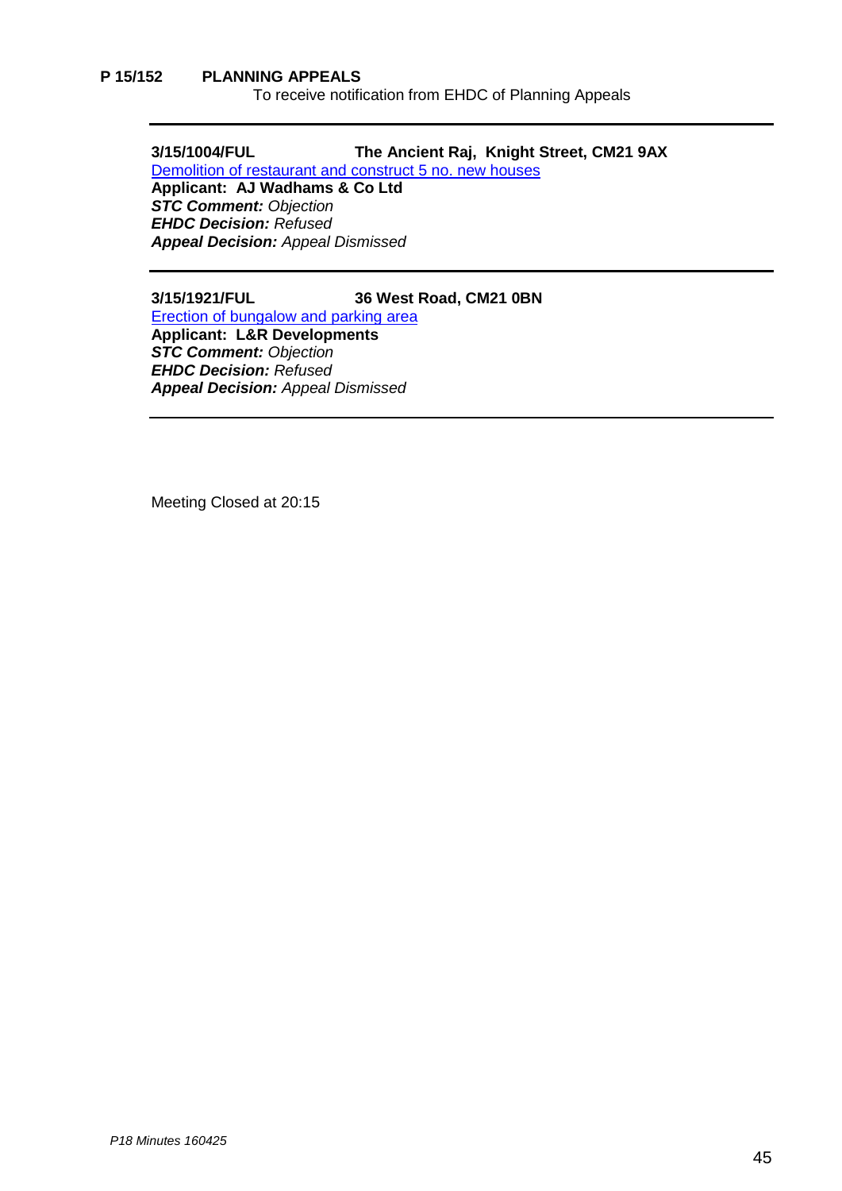**P 15/152 PLANNING APPEALS**

To receive notification from EHDC of Planning Appeals

---

**3/15/1004/FUL The Ancient Raj, Knight Street, CM21 9AX**

Demolition of restaurant and construct 5 no. new houses

**Applicant: AJ Wadhams & Co Ltd**

***STC Comment:*** *Objection*

***EHDC Decision:*** *Refused*

***Appeal Decision:*** *Appeal Dismissed*

---

**3/15/1921/FUL 36 West Road, CM21 0BN**

Erection of bungalow and parking area

**Applicant: L&R Developments**

***STC Comment:*** *Objection*

***EHDC Decision:*** *Refused*

***Appeal Decision:*** *Appeal Dismissed*

---

Meeting Closed at 20:15